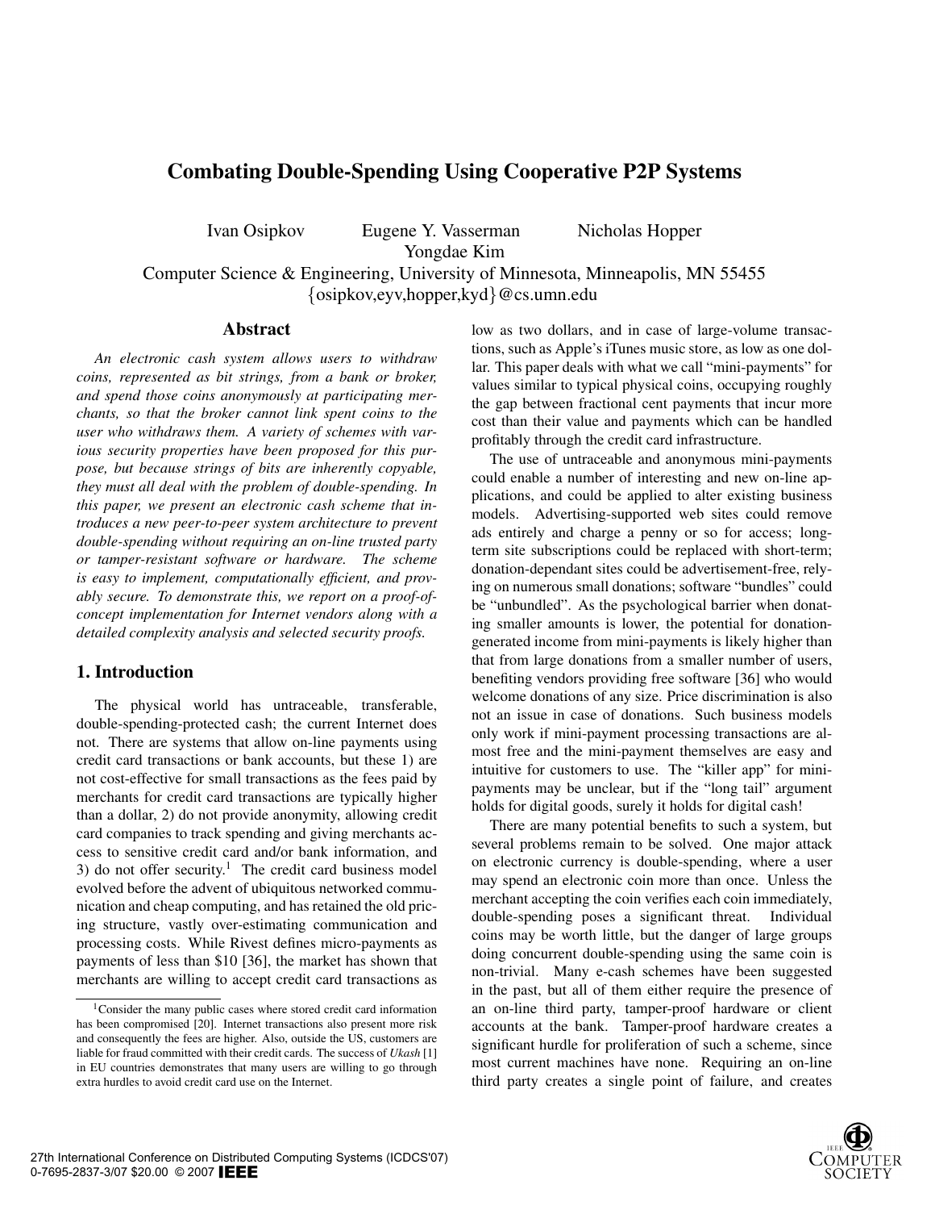# Combating Double-Spending Using Cooperative P2P Systems

Ivan Osipkov Eugene Y. Vasserman Nicholas Hopper
Yongdae Kim

Computer Science & Engineering, University of Minnesota, Minneapolis, MN 55455

{osipkov,eyv,hopper,kyd}@cs.umn.edu

## Abstract

*An electronic cash system allows users to withdraw coins, represented as bit strings, from a bank or broker, and spend those coins anonymously at participating merchants, so that the broker cannot link spent coins to the user who withdraws them. A variety of schemes with various security properties have been proposed for this purpose, but because strings of bits are inherently copyable, they must all deal with the problem of double-spending. In this paper, we present an electronic cash scheme that introduces a new peer-to-peer system architecture to prevent double-spending without requiring an on-line trusted party or tamper-resistant software or hardware. The scheme is easy to implement, computationally efficient, and provably secure. To demonstrate this, we report on a proof-of-concept implementation for Internet vendors along with a detailed complexity analysis and selected security proofs.*

## 1. Introduction

The physical world has untraceable, transferable, double-spending-protected cash; the current Internet does not. There are systems that allow on-line payments using credit card transactions or bank accounts, but these 1) are not cost-effective for small transactions as the fees paid by merchants for credit card transactions are typically higher than a dollar, 2) do not provide anonymity, allowing credit card companies to track spending and giving merchants access to sensitive credit card and/or bank information, and 3) do not offer security.[1] The credit card business model evolved before the advent of ubiquitous networked communication and cheap computing, and has retained the old pricing structure, vastly over-estimating communication and processing costs. While Rivest defines micro-payments as payments of less than $10 [36], the market has shown that merchants are willing to accept credit card transactions as low as two dollars, and in case of large-volume transactions, such as Apple's iTunes music store, as low as one dollar. This paper deals with what we call "mini-payments" for values similar to typical physical coins, occupying roughly the gap between fractional cent payments that incur more cost than their value and payments which can be handled profitably through the credit card infrastructure.

The use of untraceable and anonymous mini-payments could enable a number of interesting and new on-line applications, and could be applied to alter existing business models. Advertising-supported web sites could remove ads entirely and charge a penny or so for access; long-term site subscriptions could be replaced with short-term; donation-dependant sites could be advertisement-free, relying on numerous small donations; software "bundles" could be "unbundled". As the psychological barrier when donating smaller amounts is lower, the potential for donation-generated income from mini-payments is likely higher than that from large donations from a smaller number of users, benefiting vendors providing free software [36] who would welcome donations of any size. Price discrimination is also not an issue in case of donations. Such business models only work if mini-payment processing transactions are almost free and the mini-payment themselves are easy and intuitive for customers to use. The "killer app" for mini-payments may be unclear, but if the "long tail" argument holds for digital goods, surely it holds for digital cash!

There are many potential benefits to such a system, but several problems remain to be solved. One major attack on electronic currency is double-spending, where a user may spend an electronic coin more than once. Unless the merchant accepting the coin verifies each coin immediately, double-spending poses a significant threat. Individual coins may be worth little, but the danger of large groups doing concurrent double-spending using the same coin is non-trivial. Many e-cash schemes have been suggested in the past, but all of them either require the presence of an on-line third party, tamper-proof hardware or client accounts at the bank. Tamper-proof hardware creates a significant hurdle for proliferation of such a scheme, since most current machines have none. Requiring an on-line third party creates a single point of failure, and creates

[1] Consider the many public cases where stored credit card information has been compromised [20]. Internet transactions also present more risk and consequently the fees are higher. Also, outside the US, customers are liable for fraud committed with their credit cards. The success of *Ukash* [1] in EU countries demonstrates that many users are willing to go through extra hurdles to avoid credit card use on the Internet.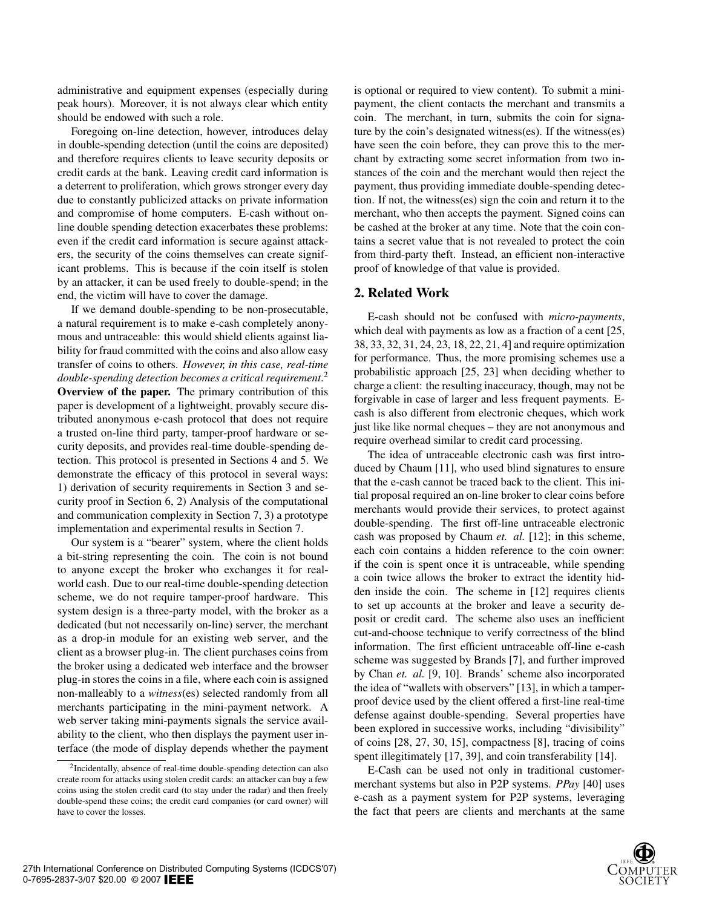administrative and equipment expenses (especially during peak hours). Moreover, it is not always clear which entity should be endowed with such a role.

Foregoing on-line detection, however, introduces delay in double-spending detection (until the coins are deposited) and therefore requires clients to leave security deposits or credit cards at the bank. Leaving credit card information is a deterrent to proliferation, which grows stronger every day due to constantly publicized attacks on private information and compromise of home computers. E-cash without on-line double spending detection exacerbates these problems: even if the credit card information is secure against attackers, the security of the coins themselves can create significant problems. This is because if the coin itself is stolen by an attacker, it can be used freely to double-spend; in the end, the victim will have to cover the damage.

If we demand double-spending to be non-prosecutable, a natural requirement is to make e-cash completely anonymous and untraceable: this would shield clients against liability for fraud committed with the coins and also allow easy transfer of coins to others. *However, in this case, real-time double-spending detection becomes a critical requirement.*[2]

**Overview of the paper.** The primary contribution of this paper is development of a lightweight, provably secure distributed anonymous e-cash protocol that does not require a trusted on-line third party, tamper-proof hardware or security deposits, and provides real-time double-spending detection. This protocol is presented in Sections 4 and 5. We demonstrate the efficacy of this protocol in several ways: 1) derivation of security requirements in Section 3 and security proof in Section 6, 2) Analysis of the computational and communication complexity in Section 7, 3) a prototype implementation and experimental results in Section 7.

Our system is a "bearer" system, where the client holds a bit-string representing the coin. The coin is not bound to anyone except the broker who exchanges it for real-world cash. Due to our real-time double-spending detection scheme, we do not require tamper-proof hardware. This system design is a three-party model, with the broker as a dedicated (but not necessarily on-line) server, the merchant as a drop-in module for an existing web server, and the client as a browser plug-in. The client purchases coins from the broker using a dedicated web interface and the browser plug-in stores the coins in a file, where each coin is assigned non-malleably to a *witness*(es) selected randomly from all merchants participating in the mini-payment network. A web server taking mini-payments signals the service availability to the client, who then displays the payment user interface (the mode of display depends whether the payment is optional or required to view content). To submit a mini-payment, the client contacts the merchant and transmits a coin. The merchant, in turn, submits the coin for signature by the coin's designated witness(es). If the witness(es) have seen the coin before, they can prove this to the merchant by extracting some secret information from two instances of the coin and the merchant would then reject the payment, thus providing immediate double-spending detection. If not, the witness(es) sign the coin and return it to the merchant, who then accepts the payment. Signed coins can be cashed at the broker at any time. Note that the coin contains a secret value that is not revealed to protect the coin from third-party theft. Instead, an efficient non-interactive proof of knowledge of that value is provided.

[2] Incidentally, absence of real-time double-spending detection can also create room for attacks using stolen credit cards: an attacker can buy a few coins using the stolen credit card (to stay under the radar) and then freely double-spend these coins; the credit card companies (or card owner) will have to cover the losses.

## 2. Related Work

E-cash should not be confused with *micro-payments*, which deal with payments as low as a fraction of a cent [25, 38, 33, 32, 31, 24, 23, 18, 22, 21, 4] and require optimization for performance. Thus, the more promising schemes use a probabilistic approach [25, 23] when deciding whether to charge a client: the resulting inaccuracy, though, may not be forgivable in case of larger and less frequent payments. E-cash is also different from electronic cheques, which work just like like normal cheques – they are not anonymous and require overhead similar to credit card processing.

The idea of untraceable electronic cash was first introduced by Chaum [11], who used blind signatures to ensure that the e-cash cannot be traced back to the client. This initial proposal required an on-line broker to clear coins before merchants would provide their services, to protect against double-spending. The first off-line untraceable electronic cash was proposed by Chaum *et. al.* [12]; in this scheme, each coin contains a hidden reference to the coin owner: if the coin is spent once it is untraceable, while spending a coin twice allows the broker to extract the identity hidden inside the coin. The scheme in [12] requires clients to set up accounts at the broker and leave a security deposit or credit card. The scheme also uses an inefficient cut-and-choose technique to verify correctness of the blind information. The first efficient untraceable off-line e-cash scheme was suggested by Brands [7], and further improved by Chan *et. al.* [9, 10]. Brands' scheme also incorporated the idea of "wallets with observers" [13], in which a tamper-proof device used by the client offered a first-line real-time defense against double-spending. Several properties have been explored in successive works, including "divisibility" of coins [28, 27, 30, 15], compactness [8], tracing of coins spent illegitimately [17, 39], and coin transferability [14].

E-Cash can be used not only in traditional customer-merchant systems but also in P2P systems. *PPay* [40] uses e-cash as a payment system for P2P systems, leveraging the fact that peers are clients and merchants at the same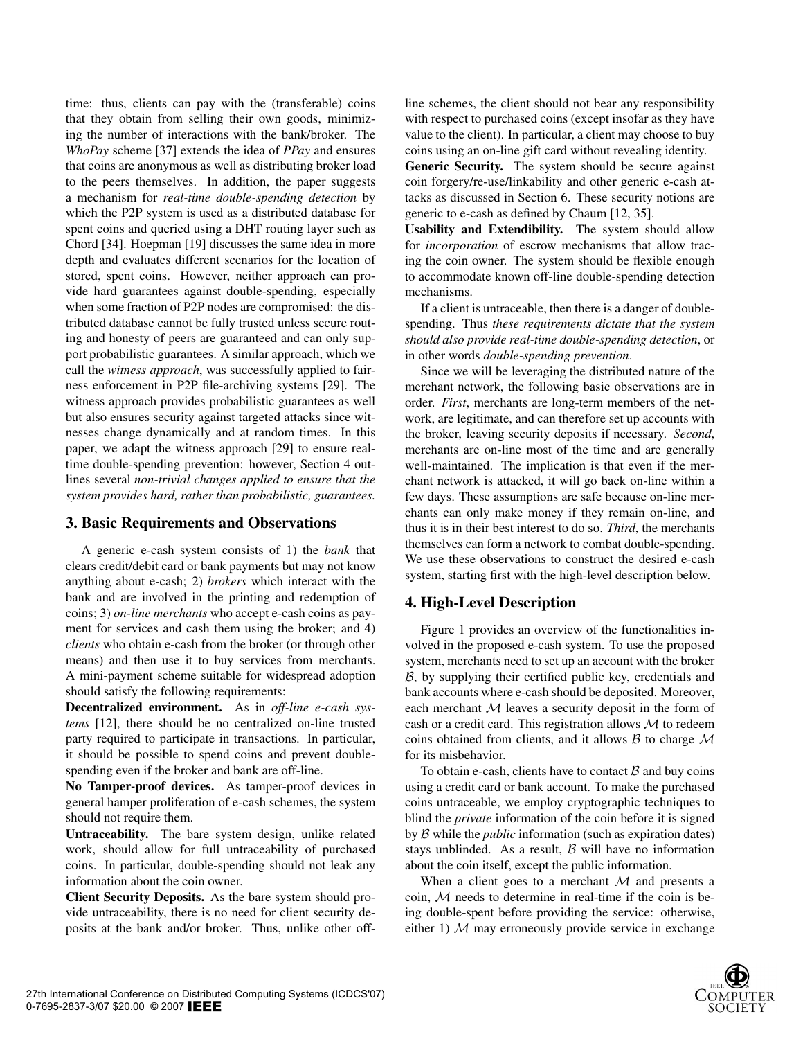time: thus, clients can pay with the (transferable) coins that they obtain from selling their own goods, minimizing the number of interactions with the bank/broker. The *WhoPay* scheme [37] extends the idea of *PPay* and ensures that coins are anonymous as well as distributing broker load to the peers themselves. In addition, the paper suggests a mechanism for *real-time double-spending detection* by which the P2P system is used as a distributed database for spent coins and queried using a DHT routing layer such as Chord [34]. Hoepman [19] discusses the same idea in more depth and evaluates different scenarios for the location of stored, spent coins. However, neither approach can provide hard guarantees against double-spending, especially when some fraction of P2P nodes are compromised: the distributed database cannot be fully trusted unless secure routing and honesty of peers are guaranteed and can only support probabilistic guarantees. A similar approach, which we call the *witness approach*, was successfully applied to fairness enforcement in P2P file-archiving systems [29]. The witness approach provides probabilistic guarantees as well but also ensures security against targeted attacks since witnesses change dynamically and at random times. In this paper, we adapt the witness approach [29] to ensure real-time double-spending prevention: however, Section 4 outlines several *non-trivial changes applied to ensure that the system provides hard, rather than probabilistic, guarantees.*

## 3. Basic Requirements and Observations

A generic e-cash system consists of 1) the *bank* that clears credit/debit card or bank payments but may not know anything about e-cash; 2) *brokers* which interact with the bank and are involved in the printing and redemption of coins; 3) *on-line merchants* who accept e-cash coins as payment for services and cash them using the broker; and 4) *clients* who obtain e-cash from the broker (or through other means) and then use it to buy services from merchants. A mini-payment scheme suitable for widespread adoption should satisfy the following requirements:

**Decentralized environment.** As in *off-line e-cash systems* [12], there should be no centralized on-line trusted party required to participate in transactions. In particular, it should be possible to spend coins and prevent double-spending even if the broker and bank are off-line.

**No Tamper-proof devices.** As tamper-proof devices in general hamper proliferation of e-cash schemes, the system should not require them.

**Untraceability.** The bare system design, unlike related work, should allow for full untraceability of purchased coins. In particular, double-spending should not leak any information about the coin owner.

**Client Security Deposits.** As the bare system should provide untraceability, there is no need for client security deposits at the bank and/or broker. Thus, unlike other off-line schemes, the client should not bear any responsibility with respect to purchased coins (except insofar as they have value to the client). In particular, a client may choose to buy coins using an on-line gift card without revealing identity.

**Generic Security.** The system should be secure against coin forgery/re-use/linkability and other generic e-cash attacks as discussed in Section 6. These security notions are generic to e-cash as defined by Chaum [12, 35].

**Usability and Extendibility.** The system should allow for *incorporation* of escrow mechanisms that allow tracing the coin owner. The system should be flexible enough to accommodate known off-line double-spending detection mechanisms.

If a client is untraceable, then there is a danger of double-spending. Thus *these requirements dictate that the system should also provide real-time double-spending detection*, or in other words *double-spending prevention*.

Since we will be leveraging the distributed nature of the merchant network, the following basic observations are in order. *First*, merchants are long-term members of the network, are legitimate, and can therefore set up accounts with the broker, leaving security deposits if necessary. *Second*, merchants are on-line most of the time and are generally well-maintained. The implication is that even if the merchant network is attacked, it will go back on-line within a few days. These assumptions are safe because on-line merchants can only make money if they remain on-line, and thus it is in their best interest to do so. *Third*, the merchants themselves can form a network to combat double-spending. We use these observations to construct the desired e-cash system, starting first with the high-level description below.

## 4. High-Level Description

Figure 1 provides an overview of the functionalities involved in the proposed e-cash system. To use the proposed system, merchants need to set up an account with the broker $\mathcal{B}$, by supplying their certified public key, credentials and bank accounts where e-cash should be deposited. Moreover, each merchant $\mathcal{M}$ leaves a security deposit in the form of cash or a credit card. This registration allows $\mathcal{M}$ to redeem coins obtained from clients, and it allows $\mathcal{B}$ to charge $\mathcal{M}$ for its misbehavior.

To obtain e-cash, clients have to contact $\mathcal{B}$ and buy coins using a credit card or bank account. To make the purchased coins untraceable, we employ cryptographic techniques to blind the *private* information of the coin before it is signed by $\mathcal{B}$ while the *public* information (such as expiration dates) stays unblinded. As a result, $\mathcal{B}$ will have no information about the coin itself, except the public information.

When a client goes to a merchant $\mathcal{M}$ and presents a coin, $\mathcal{M}$ needs to determine in real-time if the coin is being double-spent before providing the service: otherwise, either 1) $\mathcal{M}$ may erroneously provide service in exchange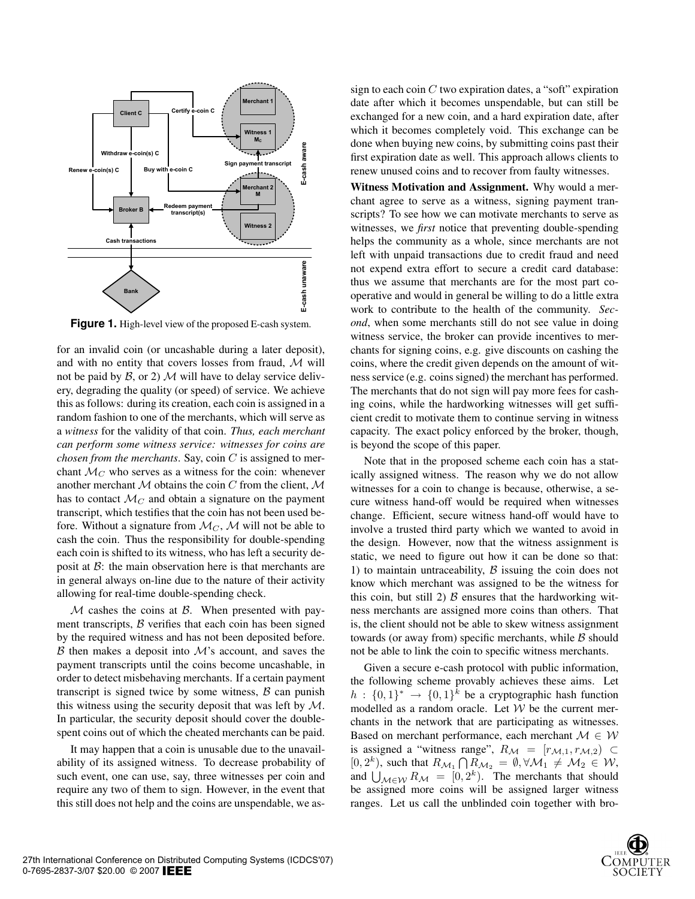Client C

Certify e-coin C

Merchant 1

Witness 1
$M_C$

Withdraw e-coin(s) C

Renew e-coin(s) C

Buy with e-coin C

Sign payment transcript

E-cash aware

Merchant 2
M

Broker B

Redeem payment transcript(s)

Witness 2

Cash transactions

Bank

E-cash unaware

**Figure 1.** High-level view of the proposed E-cash system.

for an invalid coin (or uncashable during a later deposit), and with no entity that covers losses from fraud, $\mathcal{M}$ will not be paid by $\mathcal{B}$, or 2) $\mathcal{M}$ will have to delay service delivery, degrading the quality (or speed) of service. We achieve this as follows: during its creation, each coin is assigned in a random fashion to one of the merchants, which will serve as a *witness* for the validity of that coin. *Thus, each merchant can perform some witness service: witnesses for coins are chosen from the merchants*. Say, coin $C$ is assigned to merchant $\mathcal{M}_C$ who serves as a witness for the coin: whenever another merchant $\mathcal{M}$ obtains the coin $C$ from the client, $\mathcal{M}$ has to contact $\mathcal{M}_C$ and obtain a signature on the payment transcript, which testifies that the coin has not been used before. Without a signature from $\mathcal{M}_C$, $\mathcal{M}$ will not be able to cash the coin. Thus the responsibility for double-spending each coin is shifted to its witness, who has left a security deposit at $\mathcal{B}$: the main observation here is that merchants are in general always on-line due to the nature of their activity allowing for real-time double-spending check.

$\mathcal{M}$ cashes the coins at $\mathcal{B}$. When presented with payment transcripts, $\mathcal{B}$ verifies that each coin has been signed by the required witness and has not been deposited before. $\mathcal{B}$ then makes a deposit into $\mathcal{M}$'s account, and saves the payment transcripts until the coins become uncashable, in order to detect misbehaving merchants. If a certain payment transcript is signed twice by some witness, $\mathcal{B}$ can punish this witness using the security deposit that was left by $\mathcal{M}$. In particular, the security deposit should cover the double-spent coins out of which the cheated merchants can be paid.

It may happen that a coin is unusable due to the unavailability of its assigned witness. To decrease probability of such event, one can use, say, three witnesses per coin and require any two of them to sign. However, in the event that this still does not help and the coins are unspendable, we assign to each coin $C$ two expiration dates, a "soft" expiration date after which it becomes unspendable, but can still be exchanged for a new coin, and a hard expiration date, after which it becomes completely void. This exchange can be done when buying new coins, by submitting coins past their first expiration date as well. This approach allows clients to renew unused coins and to recover from faulty witnesses.

**Witness Motivation and Assignment.** Why would a merchant agree to serve as a witness, signing payment transcripts? To see how we can motivate merchants to serve as witnesses, we *first* notice that preventing double-spending helps the community as a whole, since merchants are not left with unpaid transactions due to credit fraud and need not expend extra effort to secure a credit card database: thus we assume that merchants are for the most part cooperative and would in general be willing to do a little extra work to contribute to the health of the community. *Second*, when some merchants still do not see value in doing witness service, the broker can provide incentives to merchants for signing coins, e.g. give discounts on cashing the coins, where the credit given depends on the amount of witness service (e.g. coins signed) the merchant has performed. The merchants that do not sign will pay more fees for cashing coins, while the hardworking witnesses will get sufficient credit to motivate them to continue serving in witness capacity. The exact policy enforced by the broker, though, is beyond the scope of this paper.

Note that in the proposed scheme each coin has a statically assigned witness. The reason why we do not allow witnesses for a coin to change is because, otherwise, a secure witness hand-off would be required when witnesses change. Efficient, secure witness hand-off would have to involve a trusted third party which we wanted to avoid in the design. However, now that the witness assignment is static, we need to figure out how it can be done so that: 1) to maintain untraceability, $\mathcal{B}$ issuing the coin does not know which merchant was assigned to be the witness for this coin, but still 2) $\mathcal{B}$ ensures that the hardworking witness merchants are assigned more coins than others. That is, the client should not be able to skew witness assignment towards (or away from) specific merchants, while $\mathcal{B}$ should not be able to link the coin to specific witness merchants.

Given a secure e-cash protocol with public information, the following scheme provably achieves these aims. Let $h : \{0,1\}^* \rightarrow \{0,1\}^k$ be a cryptographic hash function modelled as a random oracle. Let $\mathcal{W}$ be the current merchants in the network that are participating as witnesses. Based on merchant performance, each merchant $\mathcal{M} \in \mathcal{W}$ is assigned a "witness range", $R_{\mathcal{M}} = [r_{\mathcal{M},1}, r_{\mathcal{M},2}) \subset [0, 2^k)$, such that $R_{\mathcal{M}_1} \bigcap R_{\mathcal{M}_2} = \emptyset, \forall \mathcal{M}_1 \neq \mathcal{M}_2 \in \mathcal{W}$, and $\bigcup_{\mathcal{M} \in \mathcal{W}} R_{\mathcal{M}} = [0, 2^k)$. The merchants that should be assigned more coins will be assigned larger witness ranges. Let us call the unblinded coin together with bro-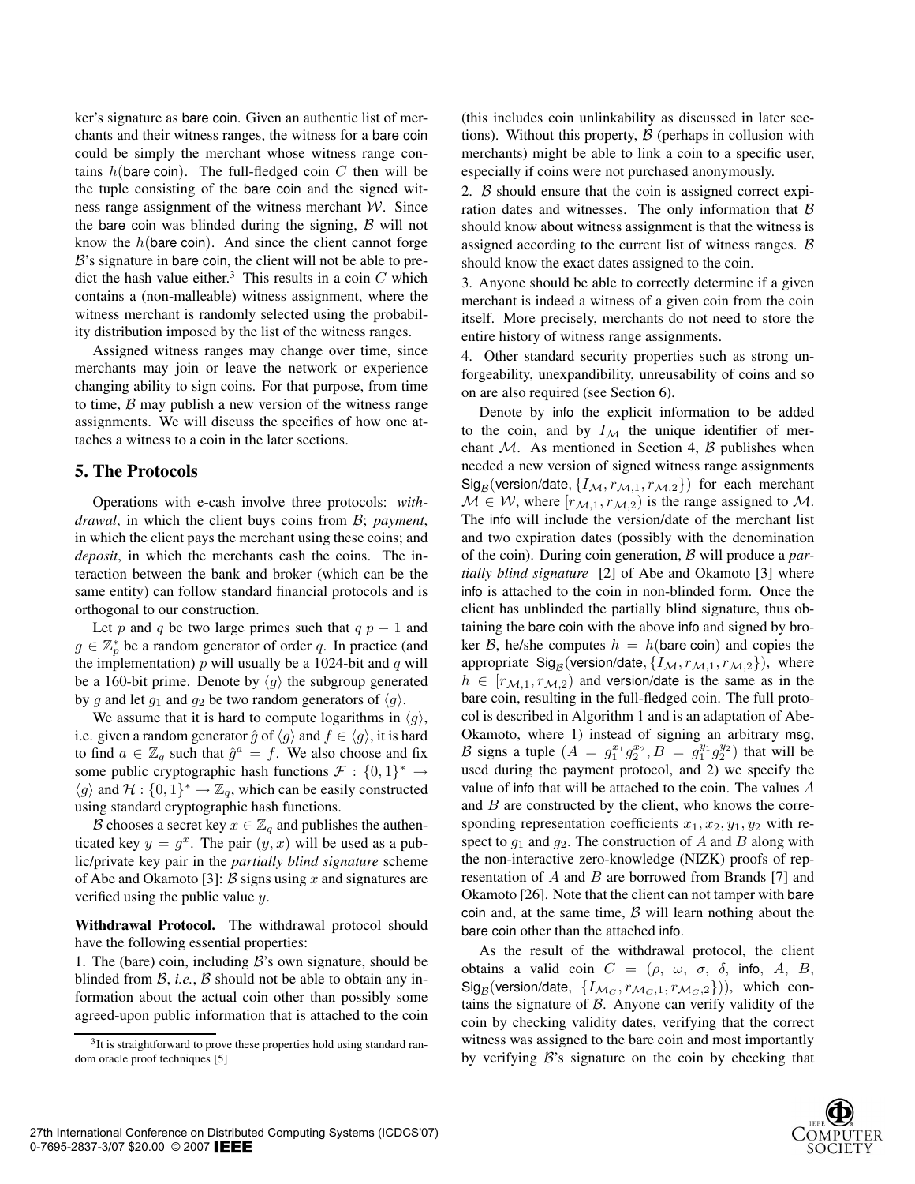ker's signature as bare coin. Given an authentic list of merchants and their witness ranges, the witness for a bare coin could be simply the merchant whose witness range contains $h$(bare coin). The full-fledged coin $C$ then will be the tuple consisting of the bare coin and the signed witness range assignment of the witness merchant $\mathcal{W}$. Since the bare coin was blinded during the signing, $\mathcal{B}$ will not know the $h$(bare coin). And since the client cannot forge $\mathcal{B}$'s signature in bare coin, the client will not be able to predict the hash value either.[3] This results in a coin $C$ which contains a (non-malleable) witness assignment, where the witness merchant is randomly selected using the probability distribution imposed by the list of the witness ranges.

Assigned witness ranges may change over time, since merchants may join or leave the network or experience changing ability to sign coins. For that purpose, from time to time, $\mathcal{B}$ may publish a new version of the witness range assignments. We will discuss the specifics of how one attaches a witness to a coin in the later sections.

## 5. The Protocols

Operations with e-cash involve three protocols: *withdrawal*, in which the client buys coins from $\mathcal{B}$; *payment*, in which the client pays the merchant using these coins; and *deposit*, in which the merchants cash the coins. The interaction between the bank and broker (which can be the same entity) can follow standard financial protocols and is orthogonal to our construction.

Let $p$ and $q$ be two large primes such that $q|p-1$ and $g \in \mathbb{Z}_p^*$ be a random generator of order $q$. In practice (and the implementation) $p$ will usually be a 1024-bit and $q$ will be a 160-bit prime. Denote by $\langle g \rangle$ the subgroup generated by $g$ and let $g_1$ and $g_2$ be two random generators of $\langle g \rangle$.

We assume that it is hard to compute logarithms in $\langle g \rangle$, i.e. given a random generator $\hat{g}$ of $\langle g \rangle$ and $f \in \langle g \rangle$, it is hard to find $a \in \mathbb{Z}_q$ such that $\hat{g}^a = f$. We also choose and fix some public cryptographic hash functions $\mathcal{F} : \{0,1\}^* \rightarrow \langle g \rangle$ and $\mathcal{H} : \{0,1\}^* \rightarrow \mathbb{Z}_q$, which can be easily constructed using standard cryptographic hash functions.

$\mathcal{B}$ chooses a secret key $x \in \mathbb{Z}_q$ and publishes the authenticated key $y = g^x$. The pair $(y, x)$ will be used as a public/private key pair in the *partially blind signature* scheme of Abe and Okamoto [3]: $\mathcal{B}$ signs using $x$ and signatures are verified using the public value $y$.

**Withdrawal Protocol.** The withdrawal protocol should have the following essential properties:

1. The (bare) coin, including $\mathcal{B}$'s own signature, should be blinded from $\mathcal{B}$, *i.e.*, $\mathcal{B}$ should not be able to obtain any information about the actual coin other than possibly some agreed-upon public information that is attached to the coin (this includes coin unlinkability as discussed in later sections). Without this property, $\mathcal{B}$ (perhaps in collusion with merchants) might be able to link a coin to a specific user, especially if coins were not purchased anonymously.

2. $\mathcal{B}$ should ensure that the coin is assigned correct expiration dates and witnesses. The only information that $\mathcal{B}$ should know about witness assignment is that the witness is assigned according to the current list of witness ranges. $\mathcal{B}$ should know the exact dates assigned to the coin.

3. Anyone should be able to correctly determine if a given merchant is indeed a witness of a given coin from the coin itself. More precisely, merchants do not need to store the entire history of witness range assignments.

4. Other standard security properties such as strong unforgeability, unexpandibility, unreusability of coins and so on are also required (see Section 6).

Denote by info the explicit information to be added to the coin, and by $I_{\mathcal{M}}$ the unique identifier of merchant $\mathcal{M}$. As mentioned in Section 4, $\mathcal{B}$ publishes when needed a new version of signed witness range assignments $\mathsf{Sig}_{\mathcal{B}}(\text{version/date}, \{I_{\mathcal{M}}, r_{\mathcal{M},1}, r_{\mathcal{M},2}\})$ for each merchant $\mathcal{M} \in \mathcal{W}$, where $[r_{\mathcal{M},1}, r_{\mathcal{M},2})$ is the range assigned to $\mathcal{M}$. The info will include the version/date of the merchant list and two expiration dates (possibly with the denomination of the coin). During coin generation, $\mathcal{B}$ will produce a *partially blind signature* [2] of Abe and Okamoto [3] where info is attached to the coin in non-blinded form. Once the client has unblinded the partially blind signature, thus obtaining the bare coin with the above info and signed by broker $\mathcal{B}$, he/she computes $h = h$(bare coin) and copies the appropriate $\mathsf{Sig}_{\mathcal{B}}(\text{version/date}, \{I_{\mathcal{M}}, r_{\mathcal{M},1}, r_{\mathcal{M},2}\})$, where $h \in [r_{\mathcal{M},1}, r_{\mathcal{M},2})$ and version/date is the same as in the bare coin, resulting in the full-fledged coin. The full protocol is described in Algorithm 1 and is an adaptation of Abe-Okamoto, where 1) instead of signing an arbitrary msg, $\mathcal{B}$ signs a tuple $(A = g_1^{x_1} g_2^{x_2}, B = g_1^{y_1} g_2^{y_2})$ that will be used during the payment protocol, and 2) we specify the value of info that will be attached to the coin. The values $A$ and $B$ are constructed by the client, who knows the corresponding representation coefficients $x_1, x_2, y_1, y_2$ with respect to $g_1$ and $g_2$. The construction of $A$ and $B$ along with the non-interactive zero-knowledge (NIZK) proofs of representation of $A$ and $B$ are borrowed from Brands [7] and Okamoto [26]. Note that the client can not tamper with bare coin and, at the same time, $\mathcal{B}$ will learn nothing about the bare coin other than the attached info.

As the result of the withdrawal protocol, the client obtains a valid coin $C = (\rho,\ \omega,\ \sigma,\ \delta,\ \text{info},\ A,\ B,\ \mathsf{Sig}_{\mathcal{B}}(\text{version/date},\ \{I_{\mathcal{M}_C}, r_{\mathcal{M}_C,1}, r_{\mathcal{M}_C,2}\}))$, which contains the signature of $\mathcal{B}$. Anyone can verify validity of the coin by checking validity dates, verifying that the correct witness was assigned to the bare coin and most importantly by verifying $\mathcal{B}$'s signature on the coin by checking that

[3] It is straightforward to prove these properties hold using standard random oracle proof techniques [5]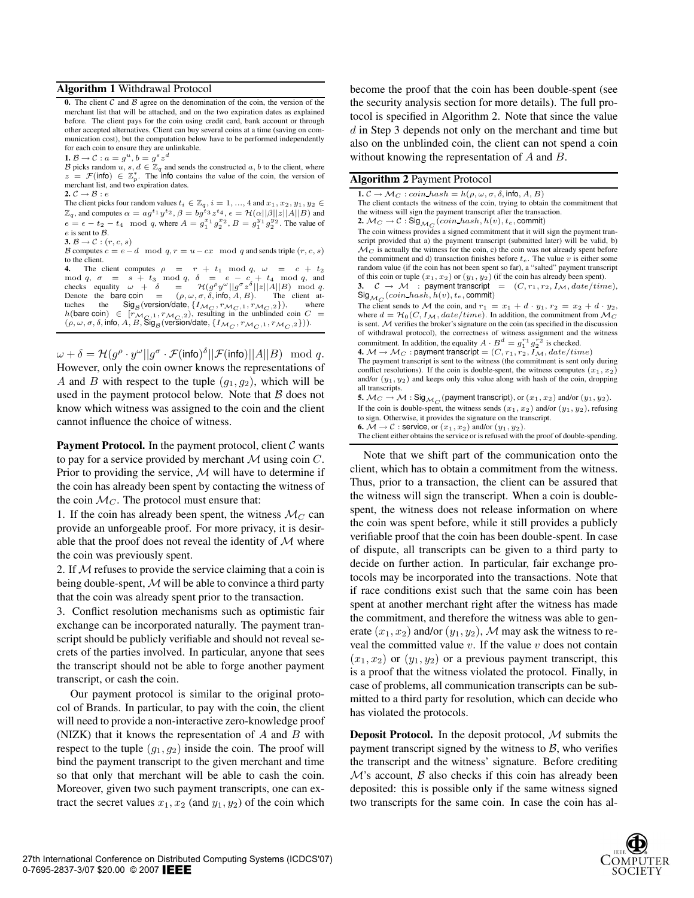**Algorithm 1** Withdrawal Protocol

**0.** The client $\mathcal{C}$ and $\mathcal{B}$ agree on the denomination of the coin, the version of the merchant list that will be attached, and on the two expiration dates as explained before. The client pays for the coin using credit card, bank account or through other accepted alternatives. Client can buy several coins at a time (saving on communication cost), but the computation below have to be performed independently for each coin to ensure they are unlinkable.

**1.** $\mathcal{B} \to \mathcal{C} : a = g^u, b = g^s z^d$

$\mathcal{B}$ picks random $u, s, d \in \mathbb{Z}_q$ and sends the constructed $a, b$ to the client, where $z = \mathcal{F}(\mathsf{info}) \in \mathbb{Z}_p^*$. The $\mathsf{info}$ contains the value of the coin, the version of merchant list, and two expiration dates.

**2.** $\mathcal{C} \to \mathcal{B} : e$

The client picks four random values $t_i \in \mathbb{Z}_q, i = 1, ..., 4$ and $x_1, x_2, y_1, y_2 \in \mathbb{Z}_q$, and computes $\alpha = ag^{t_1}y^{t_2}$, $\beta = bg^{t_3}z^{t_4}$, $\epsilon = \mathcal{H}(\alpha||\beta||z||A||B)$ and $e = \epsilon - t_2 - t_4 \mod q$, where $A = g_1^{x_1}g_2^{x_2}$, $B = g_1^{y_1}g_2^{y_2}$. The value of $e$ is sent to $\mathcal{B}$.

**3.** $\mathcal{B} \to \mathcal{C} : (r, c, s)$

$\mathcal{B}$ computes $c = e - d \mod q$, $r = u - cx \mod q$ and sends triple $(r, c, s)$ to the client.

**4.** The client computes $\rho = r + t_1 \mod q$, $\omega = c + t_2 \mod q$, $\sigma = s + t_3 \mod q$, $\delta = e - c + t_4 \mod q$, and checks equality $\omega + \delta = \mathcal{H}(g^\rho y^\omega || g^\sigma z^\delta || z || A || B) \mod q$. Denote the $\mathsf{bare\ coin} = (\rho, \omega, \sigma, \delta, \mathsf{info}, A, B)$. The client attaches the $\mathsf{Sig}_\mathcal{B}(\mathsf{version/date}, \{I_{\mathcal{M}_C}, r_{\mathcal{M}_C,1}, r_{\mathcal{M}_C,2}\})$, where $h(\mathsf{bare\ coin}) \in [r_{\mathcal{M}_C,1}, r_{\mathcal{M}_C,2})$, resulting in the unblinded coin $C = (\rho, \omega, \sigma, \delta, \mathsf{info}, A, B, \mathsf{Sig}_\mathcal{B}(\mathsf{version/date}, \{I_{\mathcal{M}_C}, r_{\mathcal{M}_C,1}, r_{\mathcal{M}_C,2}\}))$.

$\omega + \delta = \mathcal{H}(g^\rho \cdot y^\omega || g^\sigma \cdot \mathcal{F}(\mathsf{info})^\delta || \mathcal{F}(\mathsf{info}) || A || B) \mod q$. However, only the coin owner knows the representations of $A$ and $B$ with respect to the tuple $(g_1, g_2)$, which will be used in the payment protocol below. Note that $\mathcal{B}$ does not know which witness was assigned to the coin and the client cannot influence the choice of witness.

**Payment Protocol.** In the payment protocol, client $\mathcal{C}$ wants to pay for a service provided by merchant $\mathcal{M}$ using coin $C$. Prior to providing the service, $\mathcal{M}$ will have to determine if the coin has already been spent by contacting the witness of the coin $\mathcal{M}_C$. The protocol must ensure that:

1. If the coin has already been spent, the witness $\mathcal{M}_C$ can provide an unforgeable proof. For more privacy, it is desirable that the proof does not reveal the identity of $\mathcal{M}$ where the coin was previously spent.

2. If $\mathcal{M}$ refuses to provide the service claiming that a coin is being double-spent, $\mathcal{M}$ will be able to convince a third party that the coin was already spent prior to the transaction.

3. Conflict resolution mechanisms such as optimistic fair exchange can be incorporated naturally. The payment transcript should be publicly verifiable and should not reveal secrets of the parties involved. In particular, anyone that sees the transcript should not be able to forge another payment transcript, or cash the coin.

Our payment protocol is similar to the original protocol of Brands. In particular, to pay with the coin, the client will need to provide a non-interactive zero-knowledge proof (NIZK) that it knows the representation of $A$ and $B$ with respect to the tuple $(g_1, g_2)$ inside the coin. The proof will bind the payment transcript to the given merchant and time so that only that merchant will be able to cash the coin. Moreover, given two such payment transcripts, one can extract the secret values $x_1, x_2$ (and $y_1, y_2$) of the coin which become the proof that the coin has been double-spent (see the security analysis section for more details). The full protocol is specified in Algorithm 2. Note that since the value $d$ in Step 3 depends not only on the merchant and time but also on the unblinded coin, the client can not spend a coin without knowing the representation of $A$ and $B$.

**Algorithm 2** Payment Protocol

**1.** $\mathcal{C} \to \mathcal{M}_C : coin\_hash = h(\rho, \omega, \sigma, \delta, \mathsf{info}, A, B)$

The client contacts the witness of the coin, trying to obtain the commitment that the witness will sign the payment transcript after the transaction.

**2.** $\mathcal{M}_C \to \mathcal{C} : \mathsf{Sig}_{\mathcal{M}_C}(coin\_hash, h(v), t_e, \mathsf{commit})$

The coin witness provides a signed commitment that it will sign the payment transcript provided that a) the payment transcript (submitted later) will be valid, b) $\mathcal{M}_C$ is actually the witness for the coin, c) the coin was not already spent before the commitment and d) transaction finishes before $t_e$. The value $v$ is either some random value (if the coin has not been spent so far), a "salted" payment transcript of this coin or tuple $(x_1, x_2)$ or $(y_1, y_2)$ (if the coin has already been spent).

**3.** $\mathcal{C} \to \mathcal{M}$ : $\mathsf{payment\ transcript} = (C, r_1, r_2, I_\mathcal{M}, date/time)$, $\mathsf{Sig}_{\mathcal{M}_C}(coin\_hash, h(v), t_e, \mathsf{commit})$

The client sends to $\mathcal{M}$ the coin, and $r_1 = x_1 + d \cdot y_1$, $r_2 = x_2 + d \cdot y_2$, where $d = \mathcal{H}_0(C, I_\mathcal{M}, date/time)$. In addition, the commitment from $\mathcal{M}_C$ is sent. $\mathcal{M}$ verifies the broker's signature on the coin (as specified in the discussion of withdrawal protocol), the correctness of witness assignment and the witness commitment. In addition, the equality $A \cdot B^d = g_1^{r_1} g_2^{r_2}$ is checked.

**4.** $\mathcal{M} \to \mathcal{M}_C$ : $\mathsf{payment\ transcript} = (C, r_1, r_2, I_\mathcal{M}, date/time)$

The payment transcript is sent to the witness (the commitment is sent only during conflict resolutions). If the coin is double-spent, the witness computes $(x_1, x_2)$ and/or $(y_1, y_2)$ and keeps only this value along with hash of the coin, dropping all transcripts.

**5.** $\mathcal{M}_C \to \mathcal{M}$ : $\mathsf{Sig}_{\mathcal{M}_C}(\mathsf{payment\ transcript})$, or $(x_1, x_2)$ and/or $(y_1, y_2)$.

If the coin is double-spent, the witness sends $(x_1, x_2)$ and/or $(y_1, y_2)$, refusing to sign. Otherwise, it provides the signature on the transcript.

**6.** $\mathcal{M} \to \mathcal{C}$ : $\mathsf{service}$, or $(x_1, x_2)$ and/or $(y_1, y_2)$.

The client either obtains the service or is refused with the proof of double-spending.

Note that we shift part of the communication onto the client, which has to obtain a commitment from the witness. Thus, prior to a transaction, the client can be assured that the witness will sign the transcript. When a coin is double-spent, the witness does not release information on where the coin was spent before, while it still provides a publicly verifiable proof that the coin has been double-spent. In case of dispute, all transcripts can be given to a third party to decide on further action. In particular, fair exchange protocols may be incorporated into the transactions. Note that if race conditions exist such that the same coin has been spent at another merchant right after the witness has made the commitment, and therefore the witness was able to generate $(x_1, x_2)$ and/or $(y_1, y_2)$, $\mathcal{M}$ may ask the witness to reveal the committed value $v$. If the value $v$ does not contain $(x_1, x_2)$ or $(y_1, y_2)$ or a previous payment transcript, this is a proof that the witness violated the protocol. Finally, in case of problems, all communication transcripts can be submitted to a third party for resolution, which can decide who has violated the protocols.

**Deposit Protocol.** In the deposit protocol, $\mathcal{M}$ submits the payment transcript signed by the witness to $\mathcal{B}$, who verifies the transcript and the witness' signature. Before crediting $\mathcal{M}$'s account, $\mathcal{B}$ also checks if this coin has already been deposited: this is possible only if the same witness signed two transcripts for the same coin. In case the coin has al-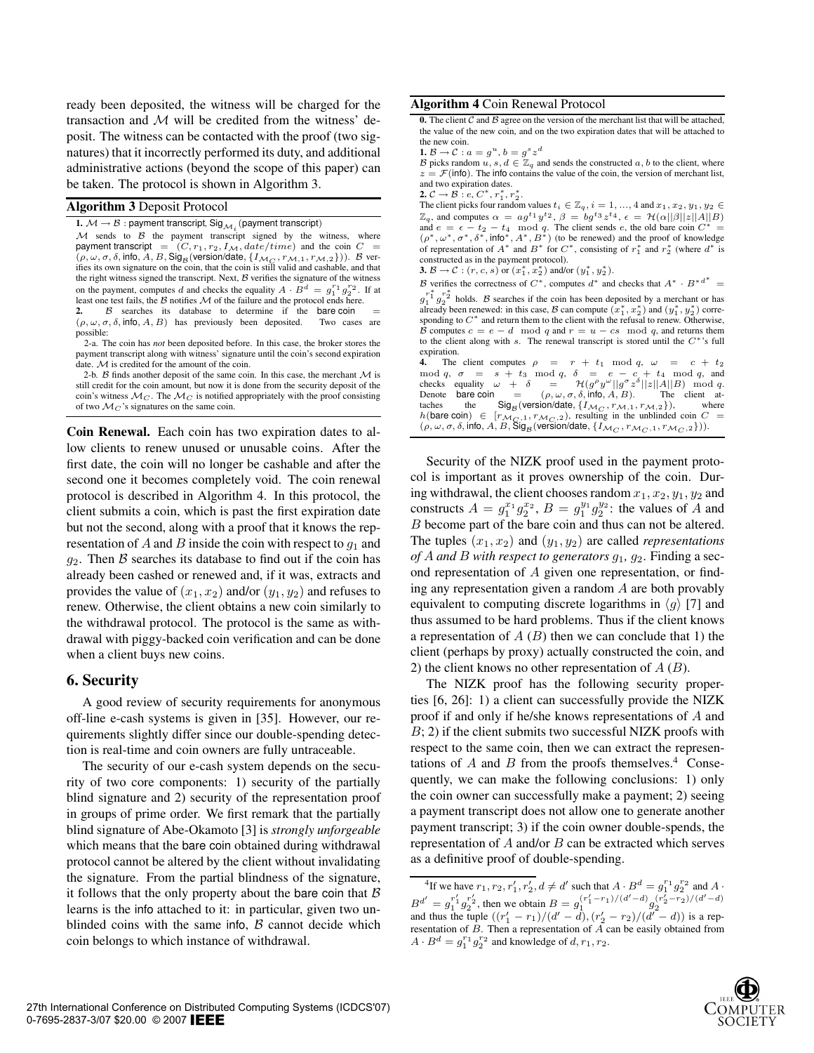ready been deposited, the witness will be charged for the transaction and $\mathcal{M}$ will be credited from the witness' deposit. The witness can be contacted with the proof (two signatures) that it incorrectly performed its duty, and additional administrative actions (beyond the scope of this paper) can be taken. The protocol is shown in Algorithm 3.

**Algorithm 3** Deposit Protocol

**1.** $\mathcal{M} \rightarrow \mathcal{B}$ : payment transcript, $\mathsf{Sig}_{\mathcal{M}_i}$(payment transcript)

$\mathcal{M}$ sends to $\mathcal{B}$ the payment transcript signed by the witness, where payment transcript $= (C, r_1, r_2, I_{\mathcal{M}}, date/time)$ and the coin $C = (\rho, \omega, \sigma, \delta, \mathsf{info}, A, B, \mathsf{Sig}_{\mathcal{B}}(\text{version/date}, \{I_{\mathcal{M}_C}, r_{\mathcal{M},1}, r_{\mathcal{M},2}\}))$. $\mathcal{B}$ verifies its own signature on the coin, that the coin is still valid and cashable, and that the right witness signed the transcript. Next, $\mathcal{B}$ verifies the signature of the witness on the payment, computes $d$ and checks the equality $A \cdot B^d = g_1^{r_1} g_2^{r_2}$. If at least one test fails, the $\mathcal{B}$ notifies $\mathcal{M}$ of the failure and the protocol ends here.

**2.** $\mathcal{B}$ searches its database to determine if the bare coin $= (\rho, \omega, \sigma, \delta, \mathsf{info}, A, B)$ has previously been deposited. Two cases are possible:

2-a. The coin has *not* been deposited before. In this case, the broker stores the payment transcript along with witness' signature until the coin's second expiration date. $\mathcal{M}$ is credited for the amount of the coin.

2-b. $\mathcal{B}$ finds another deposit of the same coin. In this case, the merchant $\mathcal{M}$ is still credit for the coin amount, but now it is done from the security deposit of the coin's witness $\mathcal{M}_C$. The $\mathcal{M}_C$ is notified appropriately with the proof consisting of two $\mathcal{M}_C$'s signatures on the same coin.

**Coin Renewal.** Each coin has two expiration dates to allow clients to renew unused or unusable coins. After the first date, the coin will no longer be cashable and after the second one it becomes completely void. The coin renewal protocol is described in Algorithm 4. In this protocol, the client submits a coin, which is past the first expiration date but not the second, along with a proof that it knows the representation of $A$ and $B$ inside the coin with respect to $g_1$ and $g_2$. Then $\mathcal{B}$ searches its database to find out if the coin has already been cashed or renewed and, if it was, extracts and provides the value of $(x_1, x_2)$ and/or $(y_1, y_2)$ and refuses to renew. Otherwise, the client obtains a new coin similarly to the withdrawal protocol. The protocol is the same as withdrawal with piggy-backed coin verification and can be done when a client buys new coins.

## 6. Security

A good review of security requirements for anonymous off-line e-cash systems is given in [35]. However, our requirements slightly differ since our double-spending detection is real-time and coin owners are fully untraceable.

The security of our e-cash system depends on the security of two core components: 1) security of the partially blind signature and 2) security of the representation proof in groups of prime order. We first remark that the partially blind signature of Abe-Okamoto [3] is *strongly unforgeable* which means that the bare coin obtained during withdrawal protocol cannot be altered by the client without invalidating the signature. From the partial blindness of the signature, it follows that the only property about the bare coin that $\mathcal{B}$ learns is the info attached to it: in particular, given two unblinded coins with the same info, $\mathcal{B}$ cannot decide which coin belongs to which instance of withdrawal.

**Algorithm 4** Coin Renewal Protocol

**0.** The client $\mathcal{C}$ and $\mathcal{B}$ agree on the version of the merchant list that will be attached, the value of the new coin, and on the two expiration dates that will be attached to the new coin.

**1.** $\mathcal{B} \rightarrow \mathcal{C} : a = g^u, b = g^s z^d$

$\mathcal{B}$ picks random $u, s, d \in \mathbb{Z}_q$ and sends the constructed $a, b$ to the client, where $z = \mathcal{F}(\mathsf{info})$. The info contains the value of the coin, the version of merchant list, and two expiration dates.

**2.** $\mathcal{C} \rightarrow \mathcal{B} : e, C^*, r_1^*, r_2^*$.

The client picks four random values $t_i \in \mathbb{Z}_q, i = 1, \ldots, 4$ and $x_1, x_2, y_1, y_2 \in \mathbb{Z}_q$, and computes $\alpha = ag^{t_1}y^{t_2}$, $\beta = bg^{t_3}z^{t_4}$, $\epsilon = \mathcal{H}(\alpha||\beta||z||A||B)$ and $e = \epsilon - t_2 - t_4 \mod q$. The client sends $e$, the old bare coin $C^* = (\rho^*, \omega^*, \sigma^*, \delta^*, \mathsf{info}^*, A^*, B^*)$ (to be renewed) and the proof of knowledge of representation of $A^*$ and $B^*$ for $C^*$, consisting of $r_1^*$ and $r_2^*$ (where $d^*$ is constructed as in the payment protocol).

**3.** $\mathcal{B} \rightarrow \mathcal{C} : (r, c, s)$ or $(x_1^*, x_2^*)$ and/or $(y_1^*, y_2^*)$.

$\mathcal{B}$ verifies the correctness of $C^*$, computes $d^*$ and checks that $A^* \cdot B^{*d^*} = g_1^{r_1^*} g_2^{r_2^*}$ holds. $\mathcal{B}$ searches if the coin has been deposited by a merchant or has already been renewed: in this case, $\mathcal{B}$ can compute $(x_1^*, x_2^*)$ and $(y_1^*, y_2^*)$ corresponding to $C^*$ and return them to the client with the refusal to renew. Otherwise, $\mathcal{B}$ computes $c = e - d \mod q$ and $r = u - cs \mod q$, and returns them to the client along with $s$. The renewal transcript is stored until the $C^*$'s full expiration.

**4.** The client computes $\rho = r + t_1 \mod q$, $\omega = c + t_2 \mod q$, $\sigma = s + t_3 \mod q$, $\delta = e - c + t_4 \mod q$, and checks equality $\omega + \delta = \mathcal{H}(g^\rho y^\omega || g^\sigma z^\delta || z || A || B) \mod q$. Denote bare coin $= (\rho, \omega, \sigma, \delta, \mathsf{info}, A, B)$. The client attaches the $\mathsf{Sig}_{\mathcal{B}}(\text{version/date}, \{I_{\mathcal{M}_C}, r_{\mathcal{M},1}, r_{\mathcal{M},2}\})$, where $h(\text{bare coin}) \in [r_{\mathcal{M}_C,1}, r_{\mathcal{M}_C,2})$, resulting in the unblinded coin $C = (\rho, \omega, \sigma, \delta, \mathsf{info}, A, B, \mathsf{Sig}_{\mathcal{B}}(\text{version/date}, \{I_{\mathcal{M}_C}, r_{\mathcal{M}_C,1}, r_{\mathcal{M}_C,2}\}))$.

Security of the NIZK proof used in the payment protocol is important as it proves ownership of the coin. During withdrawal, the client chooses random $x_1, x_2, y_1, y_2$ and constructs $A = g_1^{x_1} g_2^{x_2}$, $B = g_1^{y_1} g_2^{y_2}$: the values of $A$ and $B$ become part of the bare coin and thus can not be altered. The tuples $(x_1, x_2)$ and $(y_1, y_2)$ are called *representations of $A$ and $B$ with respect to generators $g_1$, $g_2$*. Finding a second representation of $A$ given one representation, or finding any representation given a random $A$ are both provably equivalent to computing discrete logarithms in $\langle g \rangle$ [7] and thus assumed to be hard problems. Thus if the client knows a representation of $A$ ($B$) then we can conclude that 1) the client (perhaps by proxy) actually constructed the coin, and 2) the client knows no other representation of $A$ ($B$).

The NIZK proof has the following security properties [6, 26]: 1) a client can successfully provide the NIZK proof if and only if he/she knows representations of $A$ and $B$; 2) if the client submits two successful NIZK proofs with respect to the same coin, then we can extract the representations of $A$ and $B$ from the proofs themselves.[4] Consequently, we can make the following conclusions: 1) only the coin owner can successfully make a payment; 2) seeing a payment transcript does not allow one to generate another payment transcript; 3) if the coin owner double-spends, the representation of $A$ and/or $B$ can be extracted which serves as a definitive proof of double-spending.

[4] If we have $r_1, r_2, r_1', r_2', d \neq d'$ such that $A \cdot B^d = g_1^{r_1} g_2^{r_2}$ and $A \cdot B^{d'} = g_1^{r_1'} g_2^{r_2'}$, then we obtain $B = g_1^{(r_1' - r_1)/(d' - d)} g_2^{(r_2' - r_2)/(d' - d)}$ and thus the tuple $((r_1' - r_1)/(d' - d), (r_2' - r_2)/(d' - d))$ is a representation of $B$. Then a representation of $A$ can be easily obtained from $A \cdot B^d = g_1^{r_1} g_2^{r_2}$ and knowledge of $d, r_1, r_2$.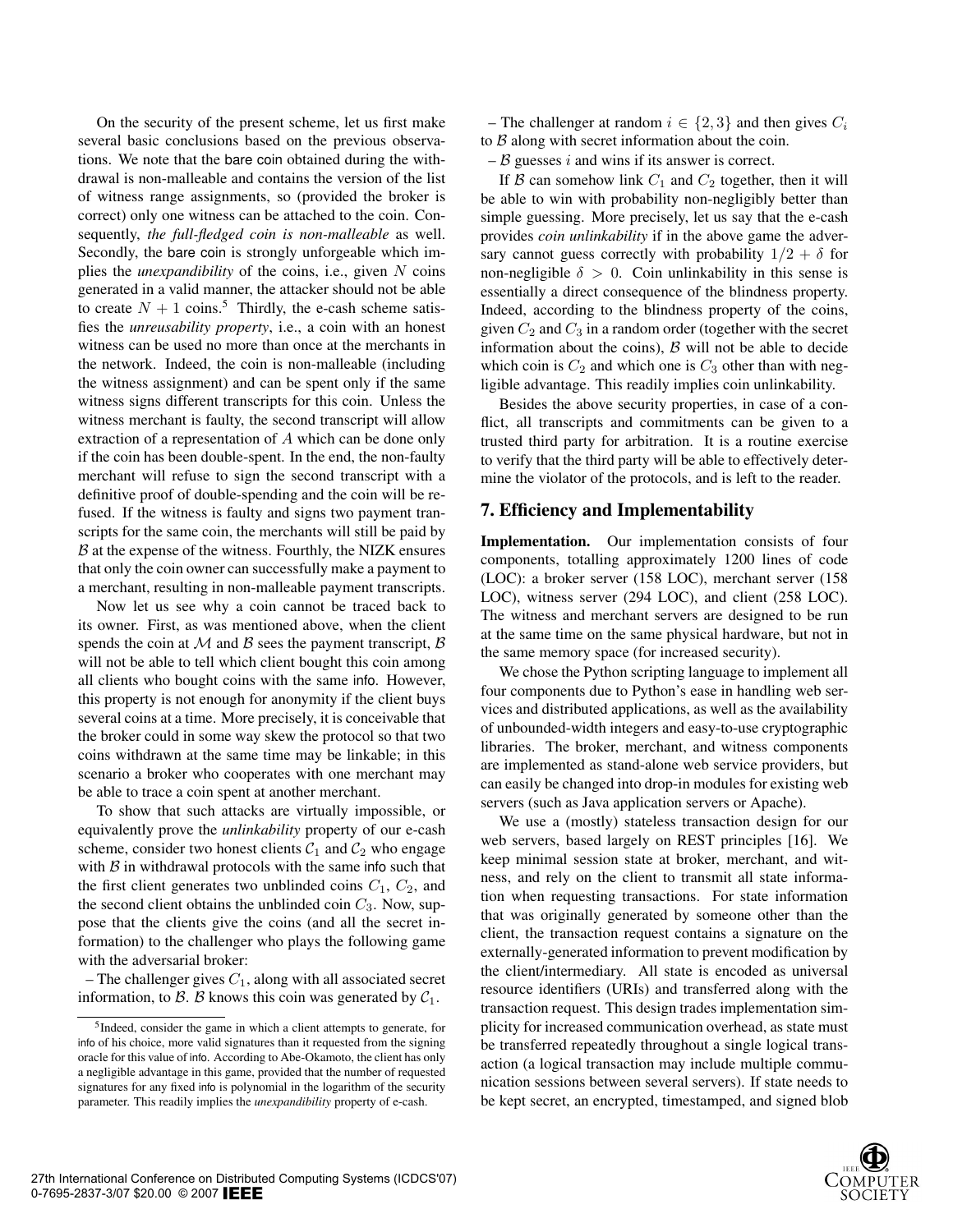On the security of the present scheme, let us first make several basic conclusions based on the previous observations. We note that the bare coin obtained during the withdrawal is non-malleable and contains the version of the list of witness range assignments, so (provided the broker is correct) only one witness can be attached to the coin. Consequently, *the full-fledged coin is non-malleable* as well. Secondly, the bare coin is strongly unforgeable which implies the *unexpandibility* of the coins, i.e., given $N$ coins generated in a valid manner, the attacker should not be able to create $N+1$ coins.[5] Thirdly, the e-cash scheme satisfies the *unreusability property*, i.e., a coin with an honest witness can be used no more than once at the merchants in the network. Indeed, the coin is non-malleable (including the witness assignment) and can be spent only if the same witness signs different transcripts for this coin. Unless the witness merchant is faulty, the second transcript will allow extraction of a representation of $A$ which can be done only if the coin has been double-spent. In the end, the non-faulty merchant will refuse to sign the second transcript with a definitive proof of double-spending and the coin will be refused. If the witness is faulty and signs two payment transcripts for the same coin, the merchants will still be paid by $\mathcal{B}$ at the expense of the witness. Fourthly, the NIZK ensures that only the coin owner can successfully make a payment to a merchant, resulting in non-malleable payment transcripts.

Now let us see why a coin cannot be traced back to its owner. First, as was mentioned above, when the client spends the coin at $\mathcal{M}$ and $\mathcal{B}$ sees the payment transcript, $\mathcal{B}$ will not be able to tell which client bought this coin among all clients who bought coins with the same info. However, this property is not enough for anonymity if the client buys several coins at a time. More precisely, it is conceivable that the broker could in some way skew the protocol so that two coins withdrawn at the same time may be linkable; in this scenario a broker who cooperates with one merchant may be able to trace a coin spent at another merchant.

To show that such attacks are virtually impossible, or equivalently prove the *unlinkability* property of our e-cash scheme, consider two honest clients $\mathcal{C}_1$ and $\mathcal{C}_2$ who engage with $\mathcal{B}$ in withdrawal protocols with the same info such that the first client generates two unblinded coins $C_1$, $C_2$, and the second client obtains the unblinded coin $C_3$. Now, suppose that the clients give the coins (and all the secret information) to the challenger who plays the following game with the adversarial broker:

– The challenger gives $C_1$, along with all associated secret information, to $\mathcal{B}$. $\mathcal{B}$ knows this coin was generated by $\mathcal{C}_1$.

– The challenger at random $i \in \{2,3\}$ and then gives $C_i$ to $\mathcal{B}$ along with secret information about the coin.

– $\mathcal{B}$ guesses $i$ and wins if its answer is correct.

If $\mathcal{B}$ can somehow link $C_1$ and $C_2$ together, then it will be able to win with probability non-negligibly better than simple guessing. More precisely, let us say that the e-cash provides *coin unlinkability* if in the above game the adversary cannot guess correctly with probability $1/2+\delta$ for non-negligible $\delta > 0$. Coin unlinkability in this sense is essentially a direct consequence of the blindness property. Indeed, according to the blindness property of the coins, given $C_2$ and $C_3$ in a random order (together with the secret information about the coins), $\mathcal{B}$ will not be able to decide which coin is $C_2$ and which one is $C_3$ other than with negligible advantage. This readily implies coin unlinkability.

Besides the above security properties, in case of a conflict, all transcripts and commitments can be given to a trusted third party for arbitration. It is a routine exercise to verify that the third party will be able to effectively determine the violator of the protocols, and is left to the reader.

[5] Indeed, consider the game in which a client attempts to generate, for info of his choice, more valid signatures than it requested from the signing oracle for this value of info. According to Abe-Okamoto, the client has only a negligible advantage in this game, provided that the number of requested signatures for any fixed info is polynomial in the logarithm of the security parameter. This readily implies the *unexpandibility* property of e-cash.

## 7. Efficiency and Implementability

**Implementation.** Our implementation consists of four components, totalling approximately 1200 lines of code (LOC): a broker server (158 LOC), merchant server (158 LOC), witness server (294 LOC), and client (258 LOC). The witness and merchant servers are designed to be run at the same time on the same physical hardware, but not in the same memory space (for increased security).

We chose the Python scripting language to implement all four components due to Python's ease in handling web services and distributed applications, as well as the availability of unbounded-width integers and easy-to-use cryptographic libraries. The broker, merchant, and witness components are implemented as stand-alone web service providers, but can easily be changed into drop-in modules for existing web servers (such as Java application servers or Apache).

We use a (mostly) stateless transaction design for our web servers, based largely on REST principles [16]. We keep minimal session state at broker, merchant, and witness, and rely on the client to transmit all state information when requesting transactions. For state information that was originally generated by someone other than the client, the transaction request contains a signature on the externally-generated information to prevent modification by the client/intermediary. All state is encoded as universal resource identifiers (URIs) and transferred along with the transaction request. This design trades implementation simplicity for increased communication overhead, as state must be transferred repeatedly throughout a single logical transaction (a logical transaction may include multiple communication sessions between several servers). If state needs to be kept secret, an encrypted, timestamped, and signed blob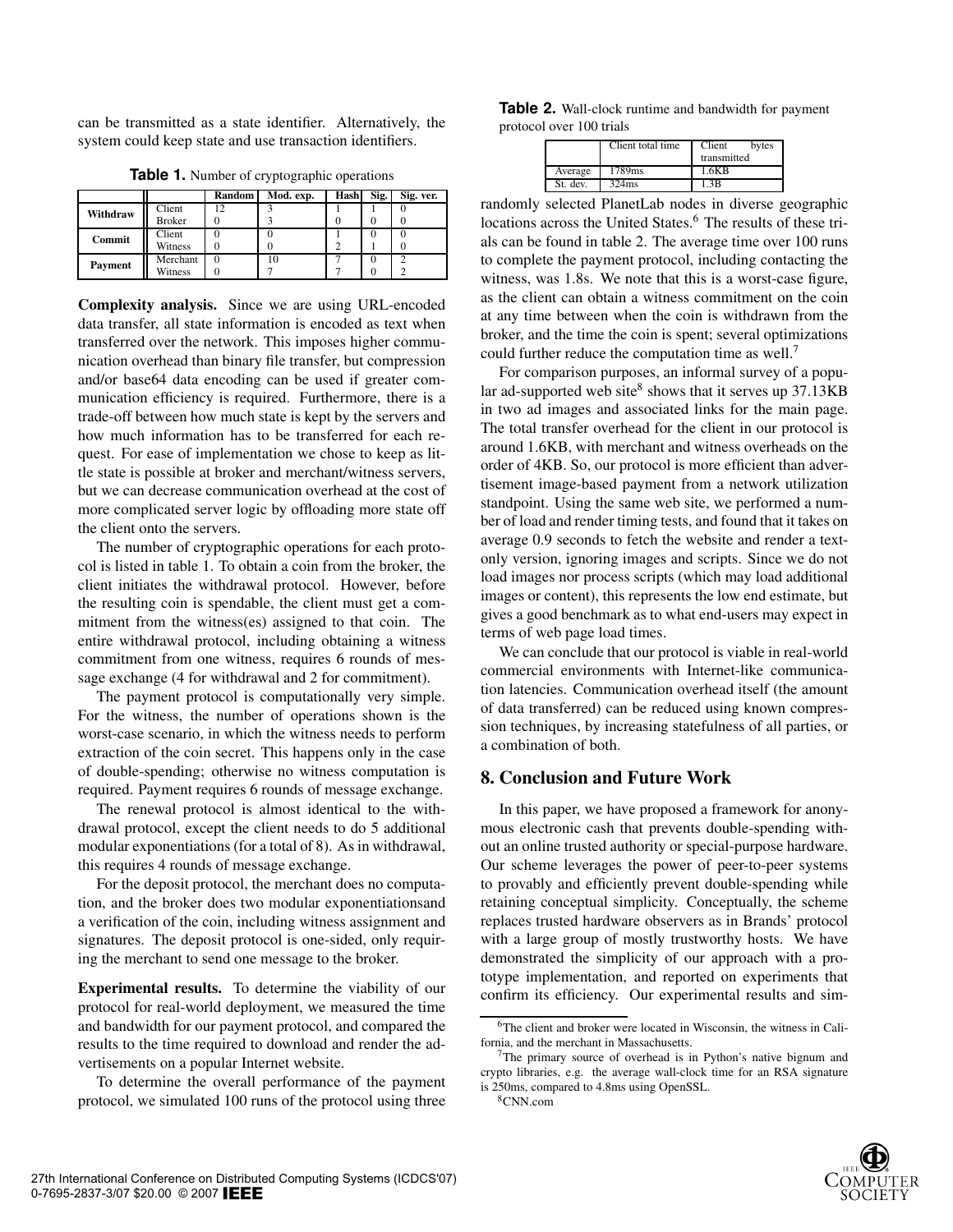can be transmitted as a state identifier. Alternatively, the system could keep state and use transaction identifiers.

**Table 1.** Number of cryptographic operations

| | | Random | Mod. exp. | Hash | Sig. | Sig. ver. |
|---|---|---|---|---|---|---|
| **Withdraw** | Client | 12 | 3 | 1 | 1 | 0 |
| | Broker | 0 | 3 | 0 | 0 | 0 |
| **Commit** | Client | 0 | 0 | 1 | 0 | 0 |
| | Witness | 0 | 0 | 2 | 1 | 0 |
| **Payment** | Merchant | 0 | 10 | 7 | 0 | 2 |
| | Witness | 0 | 7 | 7 | 0 | 2 |

**Complexity analysis.** Since we are using URL-encoded data transfer, all state information is encoded as text when transferred over the network. This imposes higher communication overhead than binary file transfer, but compression and/or base64 data encoding can be used if greater communication efficiency is required. Furthermore, there is a trade-off between how much state is kept by the servers and how much information has to be transferred for each request. For ease of implementation we chose to keep as little state is possible at broker and merchant/witness servers, but we can decrease communication overhead at the cost of more complicated server logic by offloading more state off the client onto the servers.

The number of cryptographic operations for each protocol is listed in table 1. To obtain a coin from the broker, the client initiates the withdrawal protocol. However, before the resulting coin is spendable, the client must get a commitment from the witness(es) assigned to that coin. The entire withdrawal protocol, including obtaining a witness commitment from one witness, requires 6 rounds of message exchange (4 for withdrawal and 2 for commitment).

The payment protocol is computationally very simple. For the witness, the number of operations shown is the worst-case scenario, in which the witness needs to perform extraction of the coin secret. This happens only in the case of double-spending; otherwise no witness computation is required. Payment requires 6 rounds of message exchange.

The renewal protocol is almost identical to the withdrawal protocol, except the client needs to do 5 additional modular exponentiations (for a total of 8). As in withdrawal, this requires 4 rounds of message exchange.

For the deposit protocol, the merchant does no computation, and the broker does two modular exponentiationsand a verification of the coin, including witness assignment and signatures. The deposit protocol is one-sided, only requiring the merchant to send one message to the broker.

**Experimental results.** To determine the viability of our protocol for real-world deployment, we measured the time and bandwidth for our payment protocol, and compared the results to the time required to download and render the advertisements on a popular Internet website.

To determine the overall performance of the payment protocol, we simulated 100 runs of the protocol using three randomly selected PlanetLab nodes in diverse geographic locations across the United States.[6] The results of these trials can be found in table 2. The average time over 100 runs to complete the payment protocol, including contacting the witness, was 1.8s. We note that this is a worst-case figure, as the client can obtain a witness commitment on the coin at any time between when the coin is withdrawn from the broker, and the time the coin is spent; several optimizations could further reduce the computation time as well.[7]

**Table 2.** Wall-clock runtime and bandwidth for payment protocol over 100 trials

| | Client total time | Client bytes transmitted |
|---|---|---|
| Average | 1789ms | 1.6KB |
| St. dev. | 324ms | 1.3B |

For comparison purposes, an informal survey of a popular ad-supported web site[8] shows that it serves up 37.13KB in two ad images and associated links for the main page. The total transfer overhead for the client in our protocol is around 1.6KB, with merchant and witness overheads on the order of 4KB. So, our protocol is more efficient than advertisement image-based payment from a network utilization standpoint. Using the same web site, we performed a number of load and render timing tests, and found that it takes on average 0.9 seconds to fetch the website and render a text-only version, ignoring images and scripts. Since we do not load images nor process scripts (which may load additional images or content), this represents the low end estimate, but gives a good benchmark as to what end-users may expect in terms of web page load times.

We can conclude that our protocol is viable in real-world commercial environments with Internet-like communication latencies. Communication overhead itself (the amount of data transferred) can be reduced using known compression techniques, by increasing statefulness of all parties, or a combination of both.

## 8. Conclusion and Future Work

In this paper, we have proposed a framework for anonymous electronic cash that prevents double-spending without an online trusted authority or special-purpose hardware. Our scheme leverages the power of peer-to-peer systems to provably and efficiently prevent double-spending while retaining conceptual simplicity. Conceptually, the scheme replaces trusted hardware observers as in Brands' protocol with a large group of mostly trustworthy hosts. We have demonstrated the simplicity of our approach with a prototype implementation, and reported on experiments that confirm its efficiency. Our experimental results and sim-

[6] The client and broker were located in Wisconsin, the witness in California, and the merchant in Massachusetts.

[7] The primary source of overhead is in Python's native bignum and crypto libraries, e.g. the average wall-clock time for an RSA signature is 250ms, compared to 4.8ms using OpenSSL.

[8] CNN.com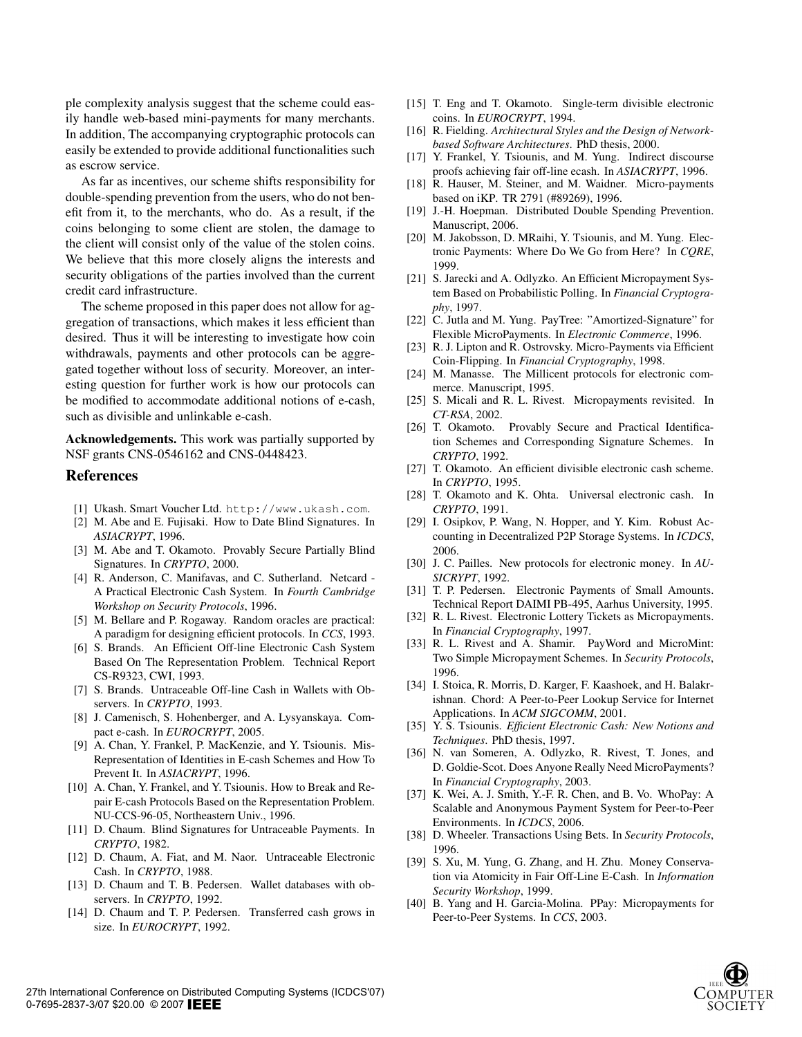ple complexity analysis suggest that the scheme could easily handle web-based mini-payments for many merchants. In addition, The accompanying cryptographic protocols can easily be extended to provide additional functionalities such as escrow service.

As far as incentives, our scheme shifts responsibility for double-spending prevention from the users, who do not benefit from it, to the merchants, who do. As a result, if the coins belonging to some client are stolen, the damage to the client will consist only of the value of the stolen coins. We believe that this more closely aligns the interests and security obligations of the parties involved than the current credit card infrastructure.

The scheme proposed in this paper does not allow for aggregation of transactions, which makes it less efficient than desired. Thus it will be interesting to investigate how coin withdrawals, payments and other protocols can be aggregated together without loss of security. Moreover, an interesting question for further work is how our protocols can be modified to accommodate additional notions of e-cash, such as divisible and unlinkable e-cash.

**Acknowledgements.** This work was partially supported by NSF grants CNS-0546162 and CNS-0448423.

## References

[1] Ukash. Smart Voucher Ltd. http://www.ukash.com.

[2] M. Abe and E. Fujisaki. How to Date Blind Signatures. In *ASIACRYPT*, 1996.

[3] M. Abe and T. Okamoto. Provably Secure Partially Blind Signatures. In *CRYPTO*, 2000.

[4] R. Anderson, C. Manifavas, and C. Sutherland. Netcard - A Practical Electronic Cash System. In *Fourth Cambridge Workshop on Security Protocols*, 1996.

[5] M. Bellare and P. Rogaway. Random oracles are practical: A paradigm for designing efficient protocols. In *CCS*, 1993.

[6] S. Brands. An Efficient Off-line Electronic Cash System Based On The Representation Problem. Technical Report CS-R9323, CWI, 1993.

[7] S. Brands. Untraceable Off-line Cash in Wallets with Observers. In *CRYPTO*, 1993.

[8] J. Camenisch, S. Hohenberger, and A. Lysyanskaya. Compact e-cash. In *EUROCRYPT*, 2005.

[9] A. Chan, Y. Frankel, P. MacKenzie, and Y. Tsiounis. Mis-Representation of Identities in E-cash Schemes and How To Prevent It. In *ASIACRYPT*, 1996.

[10] A. Chan, Y. Frankel, and Y. Tsiounis. How to Break and Repair E-cash Protocols Based on the Representation Problem. NU-CCS-96-05, Northeastern Univ., 1996.

[11] D. Chaum. Blind Signatures for Untraceable Payments. In *CRYPTO*, 1982.

[12] D. Chaum, A. Fiat, and M. Naor. Untraceable Electronic Cash. In *CRYPTO*, 1988.

[13] D. Chaum and T. B. Pedersen. Wallet databases with observers. In *CRYPTO*, 1992.

[14] D. Chaum and T. P. Pedersen. Transferred cash grows in size. In *EUROCRYPT*, 1992.

[15] T. Eng and T. Okamoto. Single-term divisible electronic coins. In *EUROCRYPT*, 1994.

[16] R. Fielding. *Architectural Styles and the Design of Network-based Software Architectures*. PhD thesis, 2000.

[17] Y. Frankel, Y. Tsiounis, and M. Yung. Indirect discourse proofs achieving fair off-line ecash. In *ASIACRYPT*, 1996.

[18] R. Hauser, M. Steiner, and M. Waidner. Micro-payments based on iKP. TR 2791 (#89269), 1996.

[19] J.-H. Hoepman. Distributed Double Spending Prevention. Manuscript, 2006.

[20] M. Jakobsson, D. MRaihi, Y. Tsiounis, and M. Yung. Electronic Payments: Where Do We Go from Here? In *CQRE*, 1999.

[21] S. Jarecki and A. Odlyzko. An Efficient Micropayment System Based on Probabilistic Polling. In *Financial Cryptography*, 1997.

[22] C. Jutla and M. Yung. PayTree: "Amortized-Signature" for Flexible MicroPayments. In *Electronic Commerce*, 1996.

[23] R. J. Lipton and R. Ostrovsky. Micro-Payments via Efficient Coin-Flipping. In *Financial Cryptography*, 1998.

[24] M. Manasse. The Millicent protocols for electronic commerce. Manuscript, 1995.

[25] S. Micali and R. L. Rivest. Micropayments revisited. In *CT-RSA*, 2002.

[26] T. Okamoto. Provably Secure and Practical Identification Schemes and Corresponding Signature Schemes. In *CRYPTO*, 1992.

[27] T. Okamoto. An efficient divisible electronic cash scheme. In *CRYPTO*, 1995.

[28] T. Okamoto and K. Ohta. Universal electronic cash. In *CRYPTO*, 1991.

[29] I. Osipkov, P. Wang, N. Hopper, and Y. Kim. Robust Accounting in Decentralized P2P Storage Systems. In *ICDCS*, 2006.

[30] J. C. Pailles. New protocols for electronic money. In *AUSICRYPT*, 1992.

[31] T. P. Pedersen. Electronic Payments of Small Amounts. Technical Report DAIMI PB-495, Aarhus University, 1995.

[32] R. L. Rivest. Electronic Lottery Tickets as Micropayments. In *Financial Cryptography*, 1997.

[33] R. L. Rivest and A. Shamir. PayWord and MicroMint: Two Simple Micropayment Schemes. In *Security Protocols*, 1996.

[34] I. Stoica, R. Morris, D. Karger, F. Kaashoek, and H. Balakrishnan. Chord: A Peer-to-Peer Lookup Service for Internet Applications. In *ACM SIGCOMM*, 2001.

[35] Y. S. Tsiounis. *Efficient Electronic Cash: New Notions and Techniques*. PhD thesis, 1997.

[36] N. van Someren, A. Odlyzko, R. Rivest, T. Jones, and D. Goldie-Scot. Does Anyone Really Need MicroPayments? In *Financial Cryptography*, 2003.

[37] K. Wei, A. J. Smith, Y.-F. R. Chen, and B. Vo. WhoPay: A Scalable and Anonymous Payment System for Peer-to-Peer Environments. In *ICDCS*, 2006.

[38] D. Wheeler. Transactions Using Bets. In *Security Protocols*, 1996.

[39] S. Xu, M. Yung, G. Zhang, and H. Zhu. Money Conservation via Atomicity in Fair Off-Line E-Cash. In *Information Security Workshop*, 1999.

[40] B. Yang and H. Garcia-Molina. PPay: Micropayments for Peer-to-Peer Systems. In *CCS*, 2003.